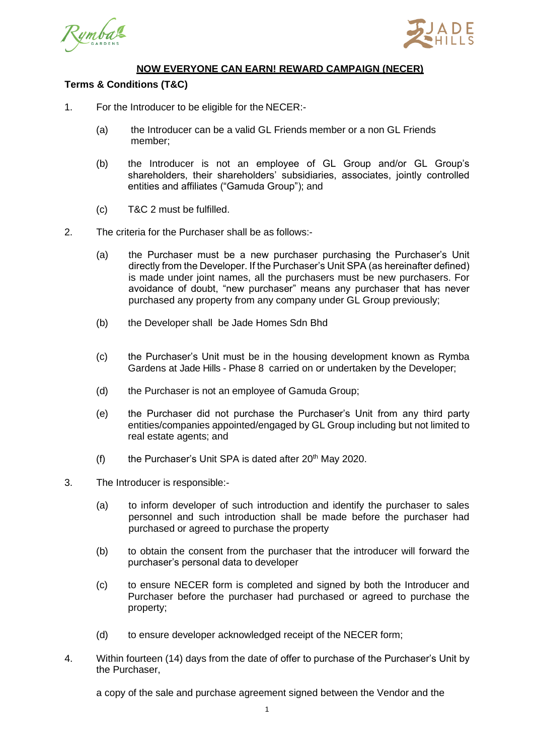## NOW EVERYONE CAN EARN! REWARD CAMPAIGN (NECER)

**Terms & Conditions (T&C)**

1. For the Introducer to be eligible for the NECER:-

   (a) the Introducer can be a valid GL Friends member or a non GL Friends member;

   (b) the Introducer is not an employee of GL Group and/or GL Group's shareholders, their shareholders' subsidiaries, associates, jointly controlled entities and affiliates ("Gamuda Group"); and

   (c) T&C 2 must be fulfilled.

2. The criteria for the Purchaser shall be as follows:-

   (a) the Purchaser must be a new purchaser purchasing the Purchaser's Unit directly from the Developer. If the Purchaser's Unit SPA (as hereinafter defined) is made under joint names, all the purchasers must be new purchasers. For avoidance of doubt, "new purchaser" means any purchaser that has never purchased any property from any company under GL Group previously;

   (b) the Developer shall be Jade Homes Sdn Bhd

   (c) the Purchaser's Unit must be in the housing development known as Rymba Gardens at Jade Hills - Phase 8 carried on or undertaken by the Developer;

   (d) the Purchaser is not an employee of Gamuda Group;

   (e) the Purchaser did not purchase the Purchaser's Unit from any third party entities/companies appointed/engaged by GL Group including but not limited to real estate agents; and

   (f) the Purchaser's Unit SPA is dated after 20th May 2020.

3. The Introducer is responsible:-

   (a) to inform developer of such introduction and identify the purchaser to sales personnel and such introduction shall be made before the purchaser had purchased or agreed to purchase the property

   (b) to obtain the consent from the purchaser that the introducer will forward the purchaser's personal data to developer

   (c) to ensure NECER form is completed and signed by both the Introducer and Purchaser before the purchaser had purchased or agreed to purchase the property;

   (d) to ensure developer acknowledged receipt of the NECER form;

4. Within fourteen (14) days from the date of offer to purchase of the Purchaser's Unit by the Purchaser,

   a copy of the sale and purchase agreement signed between the Vendor and the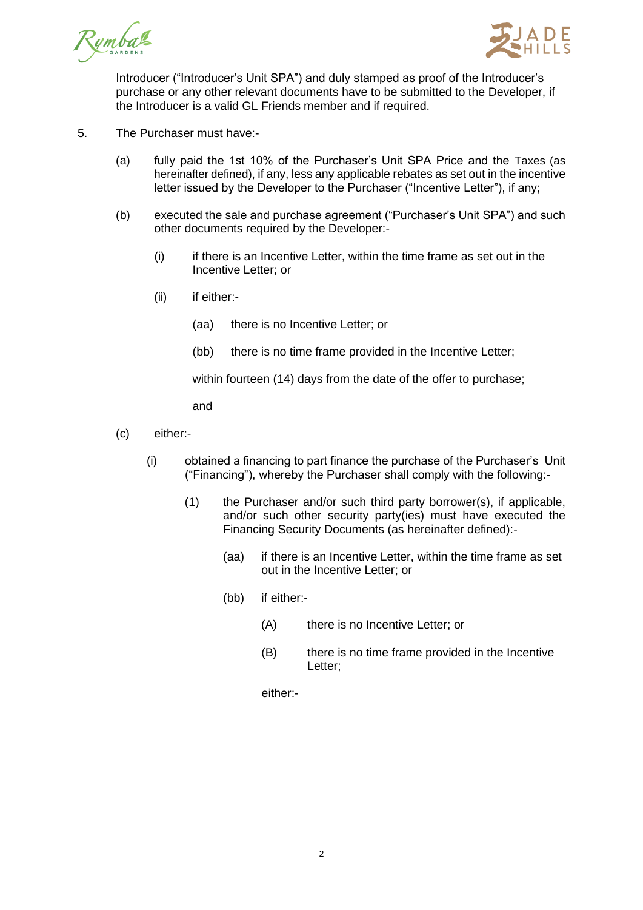Introducer ("Introducer's Unit SPA") and duly stamped as proof of the Introducer's purchase or any other relevant documents have to be submitted to the Developer, if the Introducer is a valid GL Friends member and if required.

5. The Purchaser must have:-

   (a) fully paid the 1st 10% of the Purchaser's Unit SPA Price and the Taxes (as hereinafter defined), if any, less any applicable rebates as set out in the incentive letter issued by the Developer to the Purchaser ("Incentive Letter"), if any;

   (b) executed the sale and purchase agreement ("Purchaser's Unit SPA") and such other documents required by the Developer:-

      (i) if there is an Incentive Letter, within the time frame as set out in the Incentive Letter; or

      (ii) if either:-

         (aa) there is no Incentive Letter; or

         (bb) there is no time frame provided in the Incentive Letter;

         within fourteen (14) days from the date of the offer to purchase;

         and

   (c) either:-

      (i) obtained a financing to part finance the purchase of the Purchaser's Unit ("Financing"), whereby the Purchaser shall comply with the following:-

         (1) the Purchaser and/or such third party borrower(s), if applicable, and/or such other security party(ies) must have executed the Financing Security Documents (as hereinafter defined):-

            (aa) if there is an Incentive Letter, within the time frame as set out in the Incentive Letter; or

            (bb) if either:-

               (A) there is no Incentive Letter; or

               (B) there is no time frame provided in the Incentive Letter;

               either:-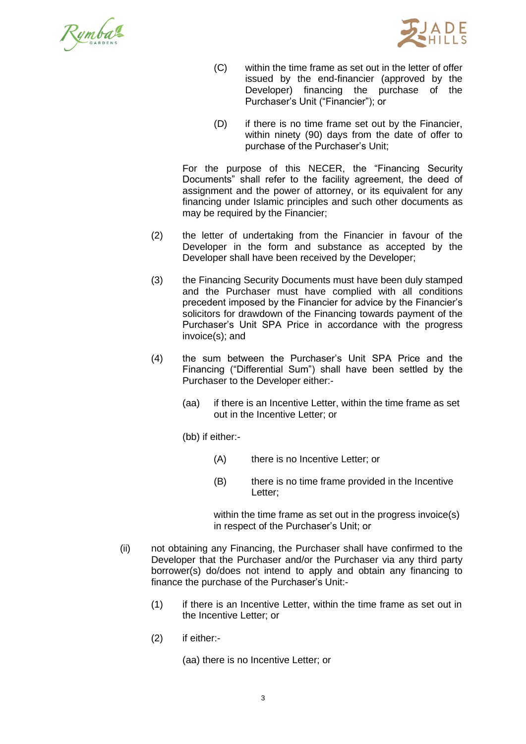(C) within the time frame as set out in the letter of offer issued by the end-financier (approved by the Developer) financing the purchase of the Purchaser's Unit ("Financier"); or

(D) if there is no time frame set out by the Financier, within ninety (90) days from the date of offer to purchase of the Purchaser's Unit;

For the purpose of this NECER, the "Financing Security Documents" shall refer to the facility agreement, the deed of assignment and the power of attorney, or its equivalent for any financing under Islamic principles and such other documents as may be required by the Financier;

(2) the letter of undertaking from the Financier in favour of the Developer in the form and substance as accepted by the Developer shall have been received by the Developer;

(3) the Financing Security Documents must have been duly stamped and the Purchaser must have complied with all conditions precedent imposed by the Financier for advice by the Financier's solicitors for drawdown of the Financing towards payment of the Purchaser's Unit SPA Price in accordance with the progress invoice(s); and

(4) the sum between the Purchaser's Unit SPA Price and the Financing ("Differential Sum") shall have been settled by the Purchaser to the Developer either:-

(aa) if there is an Incentive Letter, within the time frame as set out in the Incentive Letter; or

(bb) if either:-

(A) there is no Incentive Letter; or

(B) there is no time frame provided in the Incentive Letter;

within the time frame as set out in the progress invoice(s) in respect of the Purchaser's Unit; or

(ii) not obtaining any Financing, the Purchaser shall have confirmed to the Developer that the Purchaser and/or the Purchaser via any third party borrower(s) do/does not intend to apply and obtain any financing to finance the purchase of the Purchaser's Unit:-

(1) if there is an Incentive Letter, within the time frame as set out in the Incentive Letter; or

(2) if either:-

(aa) there is no Incentive Letter; or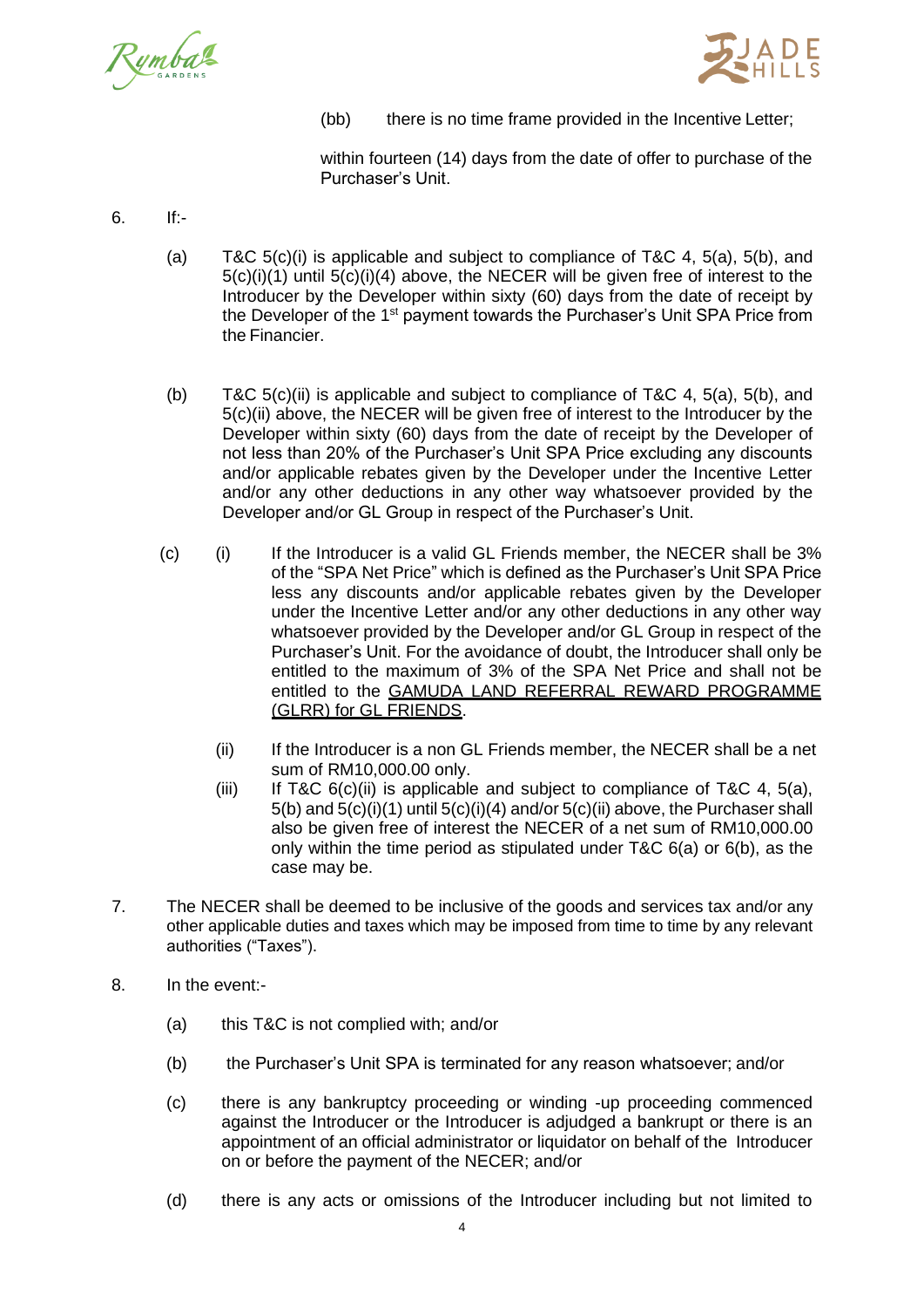(bb) there is no time frame provided in the Incentive Letter;

within fourteen (14) days from the date of offer to purchase of the Purchaser's Unit.

6. If:-

   (a) T&C 5(c)(i) is applicable and subject to compliance of T&C 4, 5(a), 5(b), and 5(c)(i)(1) until 5(c)(i)(4) above, the NECER will be given free of interest to the Introducer by the Developer within sixty (60) days from the date of receipt by the Developer of the 1st payment towards the Purchaser's Unit SPA Price from the Financier.

   (b) T&C 5(c)(ii) is applicable and subject to compliance of T&C 4, 5(a), 5(b), and 5(c)(ii) above, the NECER will be given free of interest to the Introducer by the Developer within sixty (60) days from the date of receipt by the Developer of not less than 20% of the Purchaser's Unit SPA Price excluding any discounts and/or applicable rebates given by the Developer under the Incentive Letter and/or any other deductions in any other way whatsoever provided by the Developer and/or GL Group in respect of the Purchaser's Unit.

   (c) (i) If the Introducer is a valid GL Friends member, the NECER shall be 3% of the "SPA Net Price" which is defined as the Purchaser's Unit SPA Price less any discounts and/or applicable rebates given by the Developer under the Incentive Letter and/or any other deductions in any other way whatsoever provided by the Developer and/or GL Group in respect of the Purchaser's Unit. For the avoidance of doubt, the Introducer shall only be entitled to the maximum of 3% of the SPA Net Price and shall not be entitled to the <u>GAMUDA LAND REFERRAL REWARD PROGRAMME (GLRR) for GL FRIENDS</u>.

   (ii) If the Introducer is a non GL Friends member, the NECER shall be a net sum of RM10,000.00 only.

   (iii) If T&C 6(c)(ii) is applicable and subject to compliance of T&C 4, 5(a), 5(b) and 5(c)(i)(1) until 5(c)(i)(4) and/or 5(c)(ii) above, the Purchaser shall also be given free of interest the NECER of a net sum of RM10,000.00 only within the time period as stipulated under T&C 6(a) or 6(b), as the case may be.

7. The NECER shall be deemed to be inclusive of the goods and services tax and/or any other applicable duties and taxes which may be imposed from time to time by any relevant authorities ("Taxes").

8. In the event:-

   (a) this T&C is not complied with; and/or

   (b) the Purchaser's Unit SPA is terminated for any reason whatsoever; and/or

   (c) there is any bankruptcy proceeding or winding -up proceeding commenced against the Introducer or the Introducer is adjudged a bankrupt or there is an appointment of an official administrator or liquidator on behalf of the Introducer on or before the payment of the NECER; and/or

   (d) there is any acts or omissions of the Introducer including but not limited to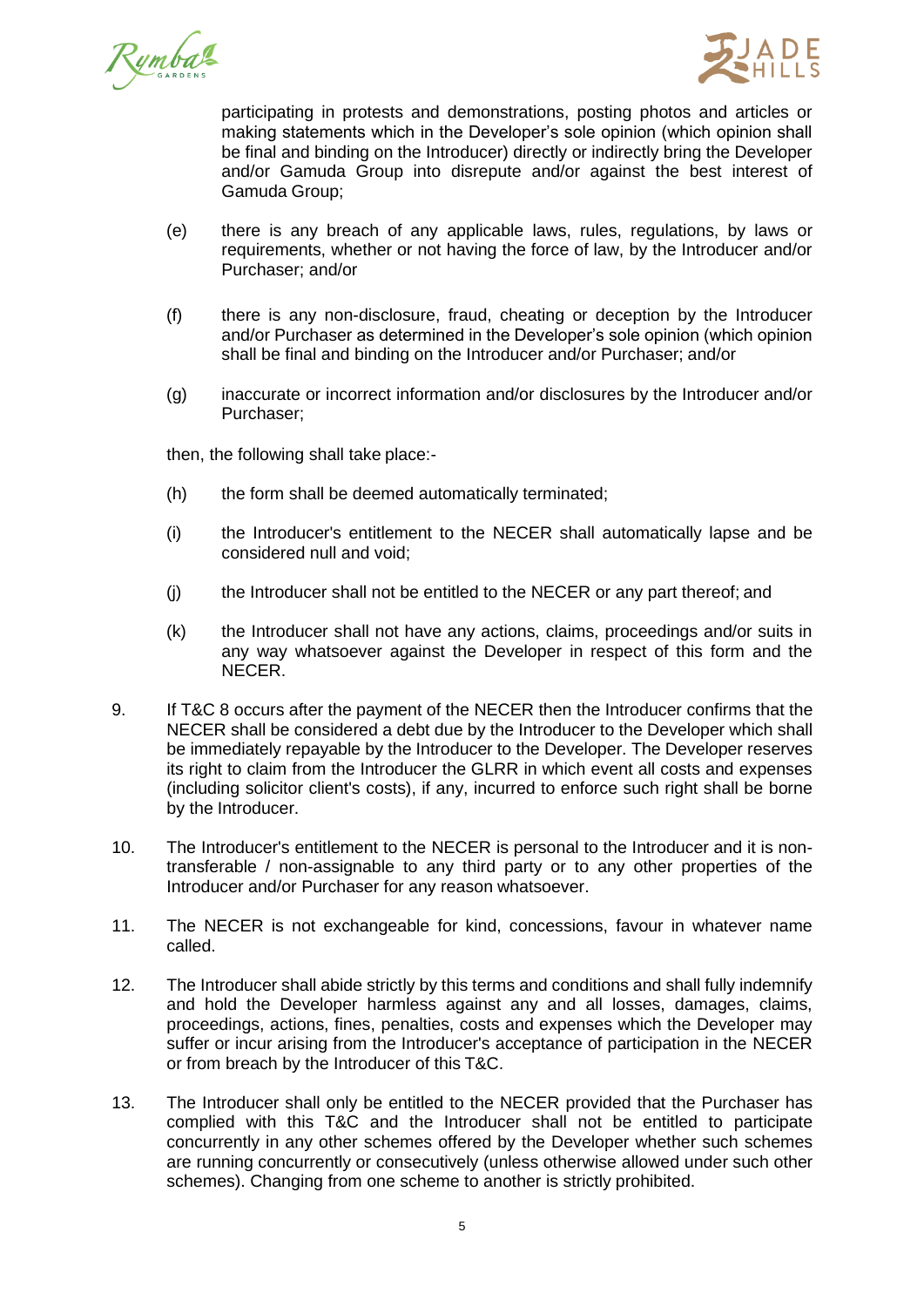participating in protests and demonstrations, posting photos and articles or making statements which in the Developer's sole opinion (which opinion shall be final and binding on the Introducer) directly or indirectly bring the Developer and/or Gamuda Group into disrepute and/or against the best interest of Gamuda Group;

(e) there is any breach of any applicable laws, rules, regulations, by laws or requirements, whether or not having the force of law, by the Introducer and/or Purchaser; and/or

(f) there is any non-disclosure, fraud, cheating or deception by the Introducer and/or Purchaser as determined in the Developer's sole opinion (which opinion shall be final and binding on the Introducer and/or Purchaser; and/or

(g) inaccurate or incorrect information and/or disclosures by the Introducer and/or Purchaser;

then, the following shall take place:-

(h) the form shall be deemed automatically terminated;

(i) the Introducer's entitlement to the NECER shall automatically lapse and be considered null and void;

(j) the Introducer shall not be entitled to the NECER or any part thereof; and

(k) the Introducer shall not have any actions, claims, proceedings and/or suits in any way whatsoever against the Developer in respect of this form and the NECER.

9. If T&C 8 occurs after the payment of the NECER then the Introducer confirms that the NECER shall be considered a debt due by the Introducer to the Developer which shall be immediately repayable by the Introducer to the Developer. The Developer reserves its right to claim from the Introducer the GLRR in which event all costs and expenses (including solicitor client's costs), if any, incurred to enforce such right shall be borne by the Introducer.

10. The Introducer's entitlement to the NECER is personal to the Introducer and it is non-transferable / non-assignable to any third party or to any other properties of the Introducer and/or Purchaser for any reason whatsoever.

11. The NECER is not exchangeable for kind, concessions, favour in whatever name called.

12. The Introducer shall abide strictly by this terms and conditions and shall fully indemnify and hold the Developer harmless against any and all losses, damages, claims, proceedings, actions, fines, penalties, costs and expenses which the Developer may suffer or incur arising from the Introducer's acceptance of participation in the NECER or from breach by the Introducer of this T&C.

13. The Introducer shall only be entitled to the NECER provided that the Purchaser has complied with this T&C and the Introducer shall not be entitled to participate concurrently in any other schemes offered by the Developer whether such schemes are running concurrently or consecutively (unless otherwise allowed under such other schemes). Changing from one scheme to another is strictly prohibited.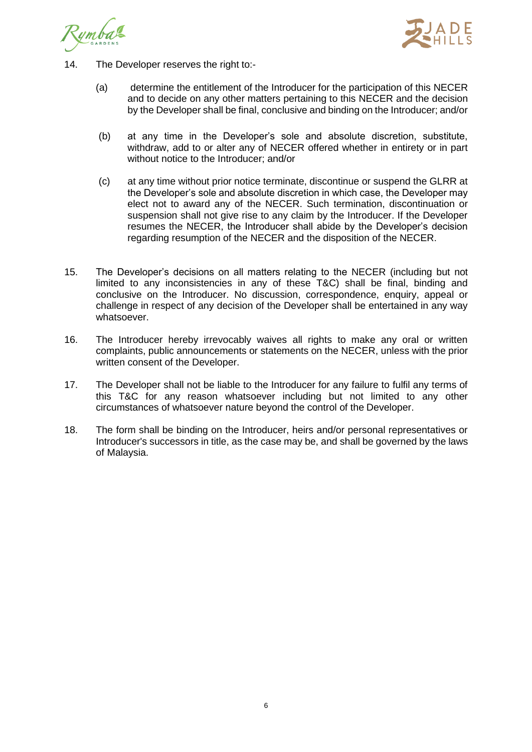14. The Developer reserves the right to:-

    (a) determine the entitlement of the Introducer for the participation of this NECER and to decide on any other matters pertaining to this NECER and the decision by the Developer shall be final, conclusive and binding on the Introducer; and/or

    (b) at any time in the Developer's sole and absolute discretion, substitute, withdraw, add to or alter any of NECER offered whether in entirety or in part without notice to the Introducer; and/or

    (c) at any time without prior notice terminate, discontinue or suspend the GLRR at the Developer's sole and absolute discretion in which case, the Developer may elect not to award any of the NECER. Such termination, discontinuation or suspension shall not give rise to any claim by the Introducer. If the Developer resumes the NECER, the Introducer shall abide by the Developer's decision regarding resumption of the NECER and the disposition of the NECER.

15. The Developer's decisions on all matters relating to the NECER (including but not limited to any inconsistencies in any of these T&C) shall be final, binding and conclusive on the Introducer. No discussion, correspondence, enquiry, appeal or challenge in respect of any decision of the Developer shall be entertained in any way whatsoever.

16. The Introducer hereby irrevocably waives all rights to make any oral or written complaints, public announcements or statements on the NECER, unless with the prior written consent of the Developer.

17. The Developer shall not be liable to the Introducer for any failure to fulfil any terms of this T&C for any reason whatsoever including but not limited to any other circumstances of whatsoever nature beyond the control of the Developer.

18. The form shall be binding on the Introducer, heirs and/or personal representatives or Introducer's successors in title, as the case may be, and shall be governed by the laws of Malaysia.